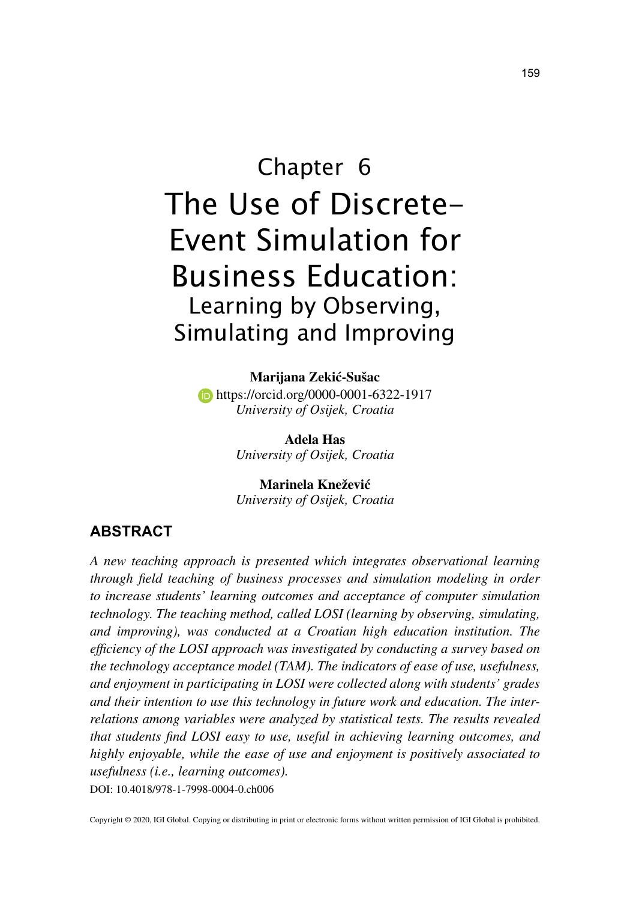# Chapter 6

# The Use of Discrete-Event Simulation for Business Education:

## Learning by Observing, Simulating and Improving

**Marijana Zekić-Šušac**
https://orcid.org/0000-0001-6322-1917
*University of Osijek, Croatia*

**Adela Has**
*University of Osijek, Croatia*

**Marinela Knežević**
*University of Osijek, Croatia*

## ABSTRACT

*A new teaching approach is presented which integrates observational learning through field teaching of business processes and simulation modeling in order to increase students' learning outcomes and acceptance of computer simulation technology. The teaching method, called LOSI (learning by observing, simulating, and improving), was conducted at a Croatian high education institution. The efficiency of the LOSI approach was investigated by conducting a survey based on the technology acceptance model (TAM). The indicators of ease of use, usefulness, and enjoyment in participating in LOSI were collected along with students' grades and their intention to use this technology in future work and education. The inter-relations among variables were analyzed by statistical tests. The results revealed that students find LOSI easy to use, useful in achieving learning outcomes, and highly enjoyable, while the ease of use and enjoyment is positively associated to usefulness (i.e., learning outcomes).*

DOI: 10.4018/978-1-7998-0004-0.ch006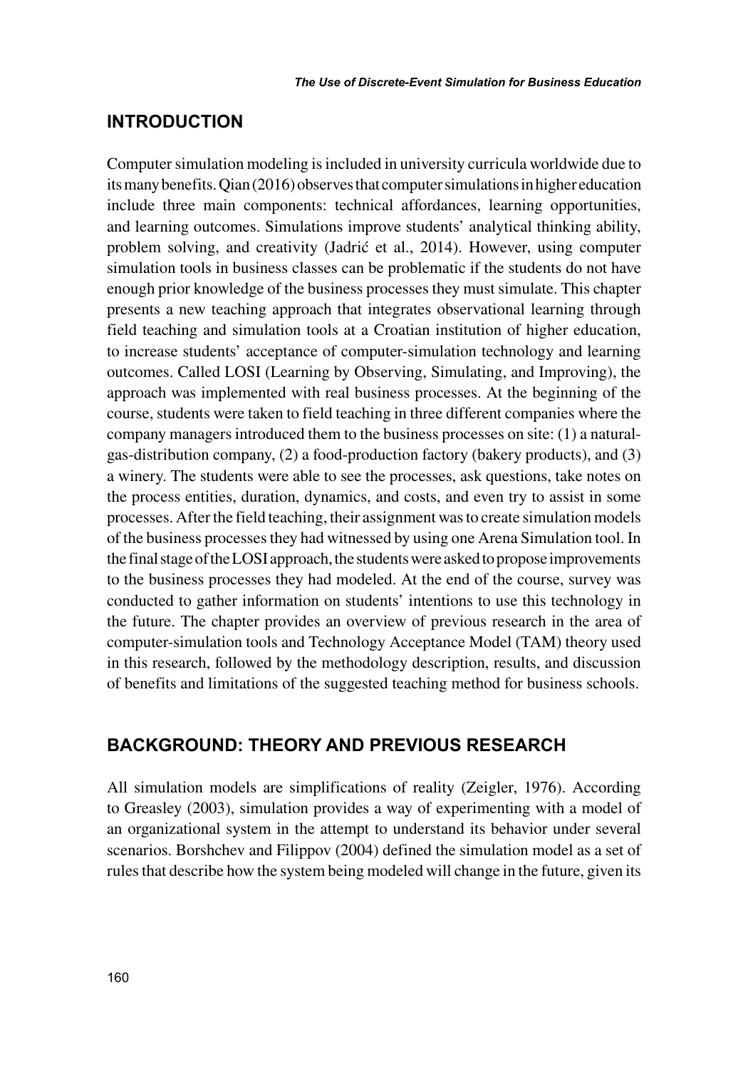## INTRODUCTION

Computer simulation modeling is included in university curricula worldwide due to its many benefits. Qian (2016) observes that computer simulations in higher education include three main components: technical affordances, learning opportunities, and learning outcomes. Simulations improve students' analytical thinking ability, problem solving, and creativity (Jadrić et al., 2014). However, using computer simulation tools in business classes can be problematic if the students do not have enough prior knowledge of the business processes they must simulate. This chapter presents a new teaching approach that integrates observational learning through field teaching and simulation tools at a Croatian institution of higher education, to increase students' acceptance of computer-simulation technology and learning outcomes. Called LOSI (Learning by Observing, Simulating, and Improving), the approach was implemented with real business processes. At the beginning of the course, students were taken to field teaching in three different companies where the company managers introduced them to the business processes on site: (1) a natural-gas-distribution company, (2) a food-production factory (bakery products), and (3) a winery. The students were able to see the processes, ask questions, take notes on the process entities, duration, dynamics, and costs, and even try to assist in some processes. After the field teaching, their assignment was to create simulation models of the business processes they had witnessed by using one Arena Simulation tool. In the final stage of the LOSI approach, the students were asked to propose improvements to the business processes they had modeled. At the end of the course, survey was conducted to gather information on students' intentions to use this technology in the future. The chapter provides an overview of previous research in the area of computer-simulation tools and Technology Acceptance Model (TAM) theory used in this research, followed by the methodology description, results, and discussion of benefits and limitations of the suggested teaching method for business schools.

## BACKGROUND: THEORY AND PREVIOUS RESEARCH

All simulation models are simplifications of reality (Zeigler, 1976). According to Greasley (2003), simulation provides a way of experimenting with a model of an organizational system in the attempt to understand its behavior under several scenarios. Borshchev and Filippov (2004) defined the simulation model as a set of rules that describe how the system being modeled will change in the future, given its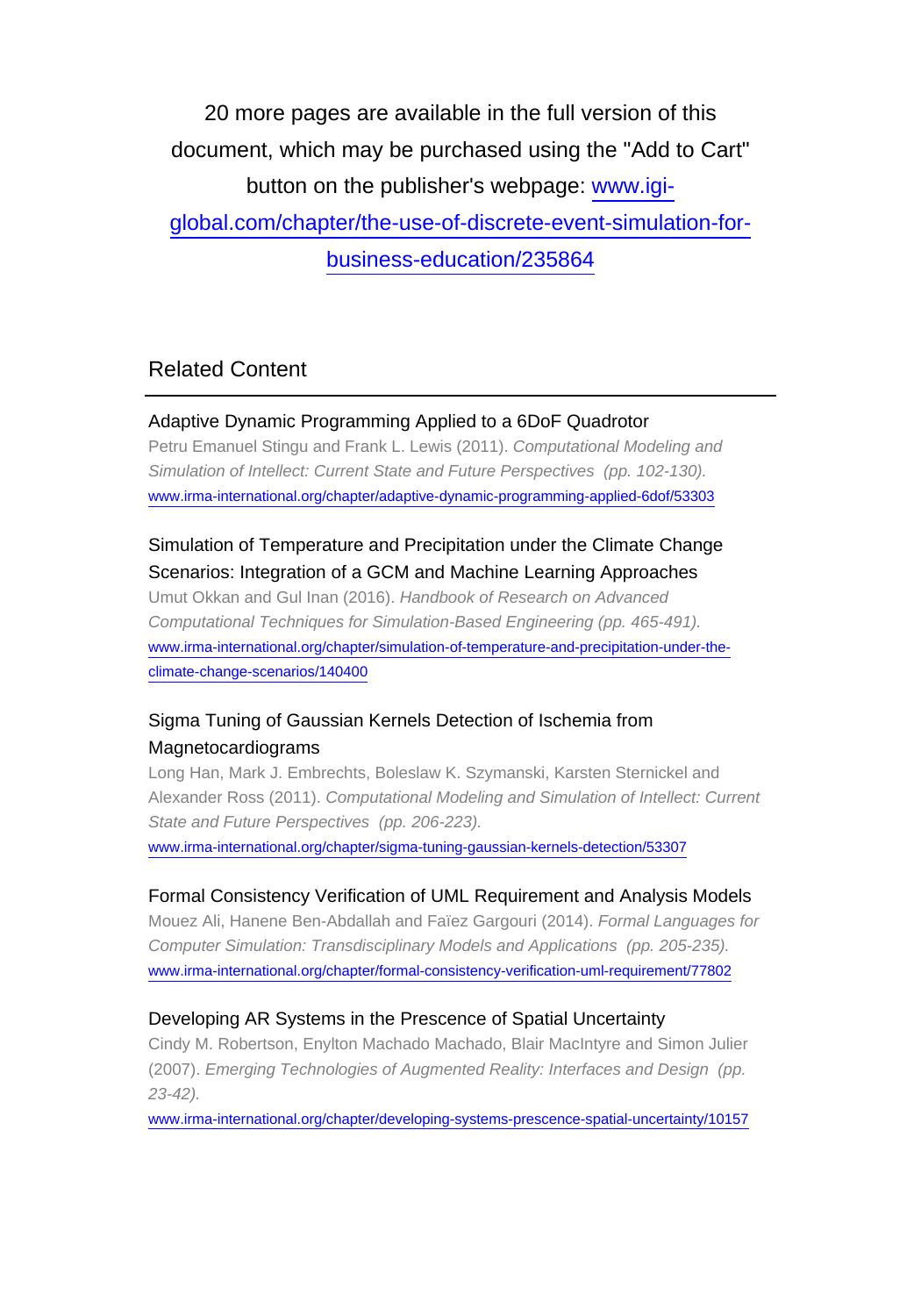20 more pages are available in the full version of this document, which may be purchased using the "Add to Cart" button on the publisher's webpage: www.igi-global.com/chapter/the-use-of-discrete-event-simulation-for-business-education/235864

## Related Content

Adaptive Dynamic Programming Applied to a 6DoF Quadrotor
Petru Emanuel Stingu and Frank L. Lewis (2011). *Computational Modeling and Simulation of Intellect: Current State and Future Perspectives (pp. 102-130).*
www.irma-international.org/chapter/adaptive-dynamic-programming-applied-6dof/53303

Simulation of Temperature and Precipitation under the Climate Change Scenarios: Integration of a GCM and Machine Learning Approaches
Umut Okkan and Gul Inan (2016). *Handbook of Research on Advanced Computational Techniques for Simulation-Based Engineering (pp. 465-491).*
www.irma-international.org/chapter/simulation-of-temperature-and-precipitation-under-the-climate-change-scenarios/140400

Sigma Tuning of Gaussian Kernels Detection of Ischemia from Magnetocardiograms
Long Han, Mark J. Embrechts, Boleslaw K. Szymanski, Karsten Sternickel and Alexander Ross (2011). *Computational Modeling and Simulation of Intellect: Current State and Future Perspectives (pp. 206-223).*
www.irma-international.org/chapter/sigma-tuning-gaussian-kernels-detection/53307

Formal Consistency Verification of UML Requirement and Analysis Models
Mouez Ali, Hanene Ben-Abdallah and Faïez Gargouri (2014). *Formal Languages for Computer Simulation: Transdisciplinary Models and Applications (pp. 205-235).*
www.irma-international.org/chapter/formal-consistency-verification-uml-requirement/77802

Developing AR Systems in the Prescence of Spatial Uncertainty
Cindy M. Robertson, Enylton Machado Machado, Blair MacIntyre and Simon Julier (2007). *Emerging Technologies of Augmented Reality: Interfaces and Design (pp. 23-42).*
www.irma-international.org/chapter/developing-systems-prescence-spatial-uncertainty/10157